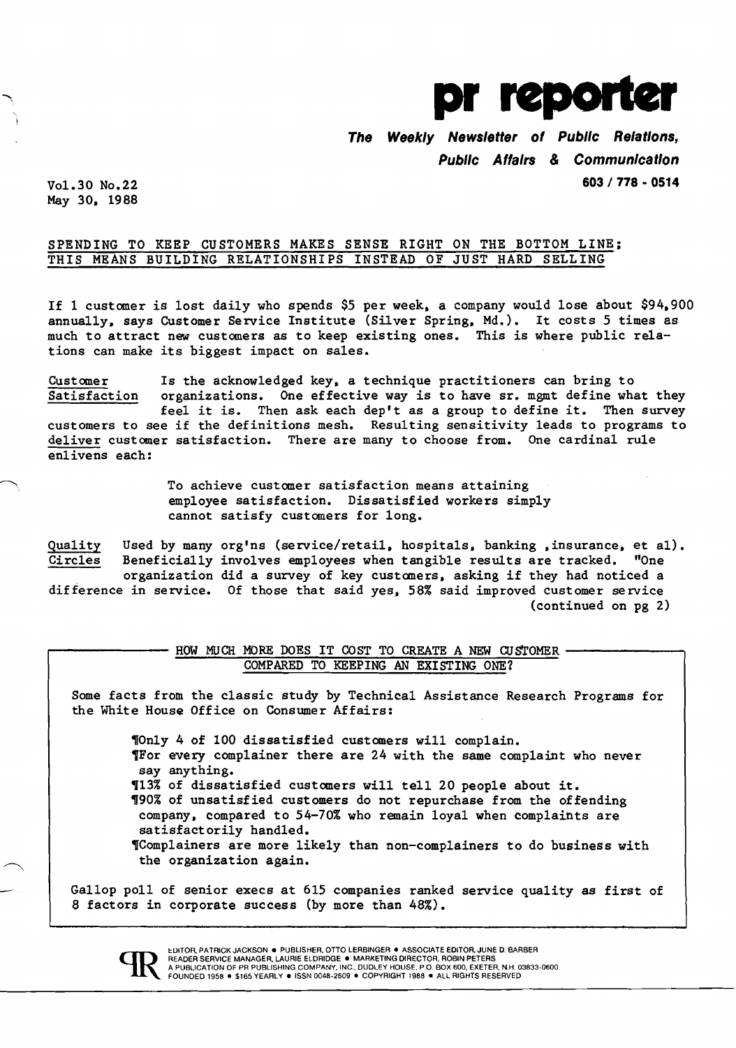# pr reporter

**The Weekly Newsletter of Public Relations, Public Affairs & Communication**

603 / 778 - 0514

Vol.30 No.22
May 30, 1988

## SPENDING TO KEEP CUSTOMERS MAKES SENSE RIGHT ON THE BOTTOM LINE; THIS MEANS BUILDING RELATIONSHIPS INSTEAD OF JUST HARD SELLING

If 1 customer is lost daily who spends $5 per week, a company would lose about $94,900 annually, says Customer Service Institute (Silver Spring, Md.). It costs 5 times as much to attract new customers as to keep existing ones. This is where public relations can make its biggest impact on sales.

**Customer Satisfaction** Is the acknowledged key, a technique practitioners can bring to organizations. One effective way is to have sr. mgmt define what they feel it is. Then ask each dep't as a group to define it. Then survey customers to see if the definitions mesh. Resulting sensitivity leads to programs to deliver customer satisfaction. There are many to choose from. One cardinal rule enlivens each:

> To achieve customer satisfaction means attaining employee satisfaction. Dissatisfied workers simply cannot satisfy customers for long.

**Quality Circles** Used by many org'ns (service/retail, hospitals, banking ,insurance, et al). Beneficially involves employees when tangible results are tracked. "One organization did a survey of key customers, asking if they had noticed a difference in service. Of those that said yes, 58% said improved customer service

(continued on pg 2)

---

### HOW MUCH MORE DOES IT COST TO CREATE A NEW CUSTOMER COMPARED TO KEEPING AN EXISTING ONE?

Some facts from the classic study by Technical Assistance Research Programs for the White House Office on Consumer Affairs:

¶Only 4 of 100 dissatisfied customers will complain.
¶For every complainer there are 24 with the same complaint who never say anything.
¶13% of dissatisfied customers will tell 20 people about it.
¶90% of unsatisfied customers do not repurchase from the offending company, compared to 54-70% who remain loyal when complaints are satisfactorily handled.
¶Complainers are more likely than non-complainers to do business with the organization again.

Gallop poll of senior execs at 615 companies ranked service quality as first of 8 factors in corporate success (by more than 48%).

---

EDITOR, PATRICK JACKSON • PUBLISHER, OTTO LERBINGER • ASSOCIATE EDITOR, JUNE D. BARBER
READER SERVICE MANAGER, LAURIE ELDRIDGE • MARKETING DIRECTOR, ROBIN PETERS
A PUBLICATION OF PR PUBLISHING COMPANY, INC., DUDLEY HOUSE, P.O. BOX 600, EXETER, N.H. 03833-0600
FOUNDED 1958 • $165 YEARLY • ISSN 0048-2609 • COPYRIGHT 1988 • ALL RIGHTS RESERVED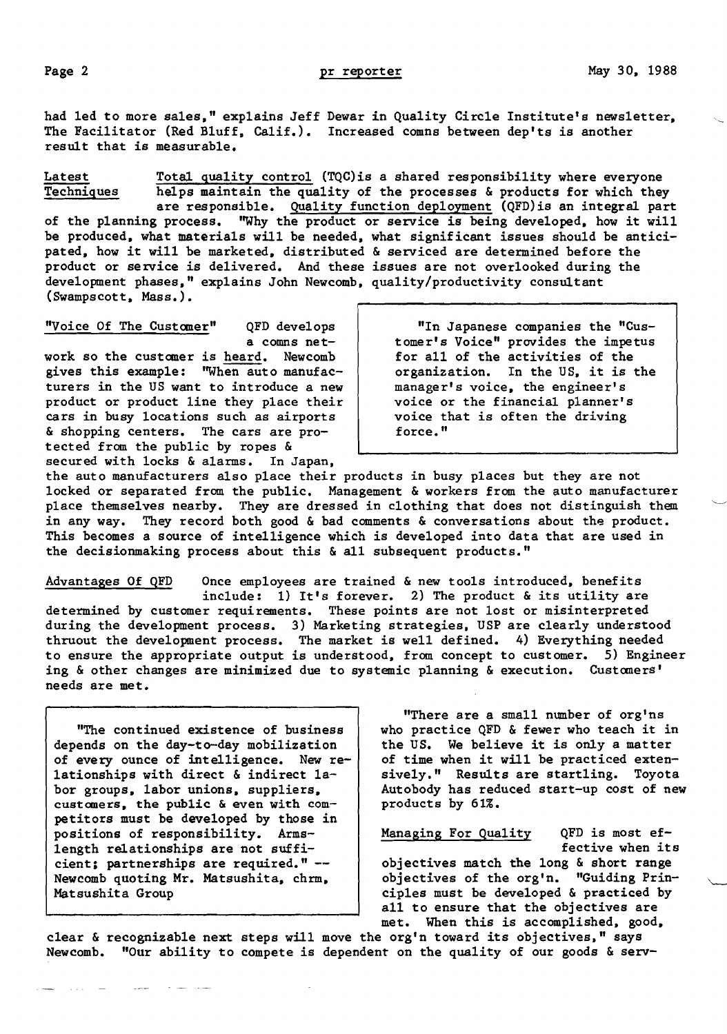had led to more sales," explains Jeff Dewar in Quality Circle Institute's newsletter, The Facilitator (Red Bluff, Calif.). Increased comns between dep'ts is another result that is measurable.

**Latest Techniques** Total quality control (TQC) is a shared responsibility where everyone helps maintain the quality of the processes & products for which they are responsible. Quality function deployment (QFD) is an integral part of the planning process. "Why the product or service is being developed, how it will be produced, what materials will be needed, what significant issues should be anticipated, how it will be marketed, distributed & serviced are determined before the product or service is delivered. And these issues are not overlooked during the development phases," explains John Newcomb, quality/productivity consultant (Swampscott, Mass.).

**"Voice Of The Customer"** QFD develops a comns network so the customer is heard. Newcomb gives this example: "When auto manufacturers in the US want to introduce a new product or product line they place their cars in busy locations such as airports & shopping centers. The cars are protected from the public by ropes & secured with locks & alarms. In Japan, the auto manufacturers also place their products in busy places but they are not locked or separated from the public. Management & workers from the auto manufacturer place themselves nearby. They are dressed in clothing that does not distinguish them in any way. They record both good & bad comments & conversations about the product. This becomes a source of intelligence which is developed into data that are used in the decisionmaking process about this & all subsequent products."

> "In Japanese companies the "Customer's Voice" provides the impetus for all of the activities of the organization. In the US, it is the manager's voice, the engineer's voice or the financial planner's voice that is often the driving force."

**Advantages Of QFD** Once employees are trained & new tools introduced, benefits include: 1) It's forever. 2) The product & its utility are determined by customer requirements. These points are not lost or misinterpreted during the development process. 3) Marketing strategies, USP are clearly understood thruout the development process. The market is well defined. 4) Everything needed to ensure the appropriate output is understood, from concept to customer. 5) Engineering & other changes are minimized due to systemic planning & execution. Customers' needs are met.

> "The continued existence of business depends on the day-to-day mobilization of every ounce of intelligence. New relationships with direct & indirect labor groups, labor unions, suppliers, customers, the public & even with competitors must be developed by those in positions of responsibility. Arms-length relationships are not sufficient; partnerships are required." -- Newcomb quoting Mr. Matsushita, chrm, Matsushita Group

"There are a small number of org'ns who practice QFD & fewer who teach it in the US. We believe it is only a matter of time when it will be practiced extensively." Results are startling. Toyota Autobody has reduced start-up cost of new products by 61%.

**Managing For Quality** QFD is most effective when its objectives match the long & short range objectives of the org'n. "Guiding Principles must be developed & practiced by all to ensure that the objectives are met. When this is accomplished, good, clear & recognizable next steps will move the org'n toward its objectives," says Newcomb. "Our ability to compete is dependent on the quality of our goods & serv-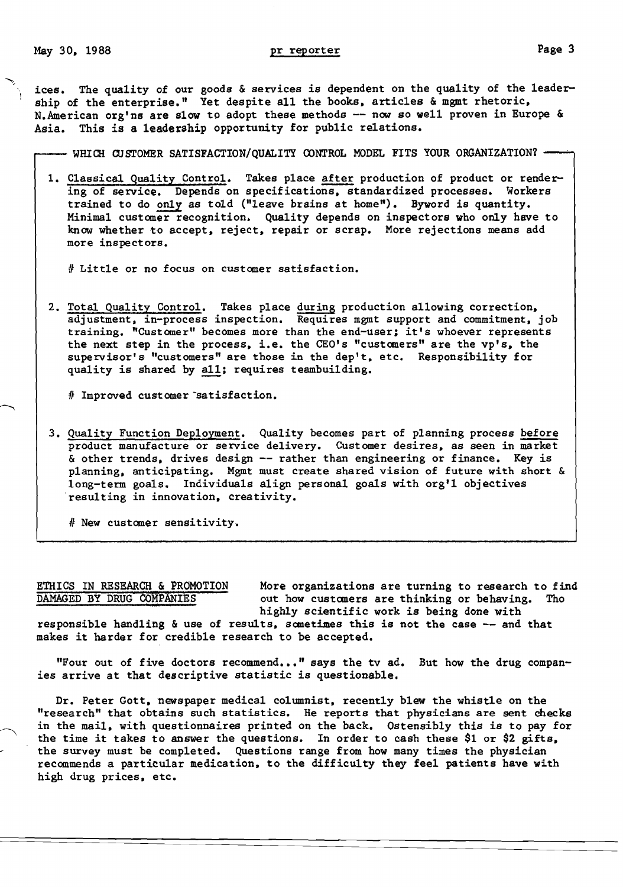ices. The quality of our goods & services is dependent on the quality of the leadership of the enterprise." Yet despite all the books, articles & mgmt rhetoric, N.American org'ns are slow to adopt these methods -- now so well proven in Europe & Asia. This is a leadership opportunity for public relations.

### WHICH CUSTOMER SATISFACTION/QUALITY CONTROL MODEL FITS YOUR ORGANIZATION?

1. Classical Quality Control. Takes place after production of product or rendering of service. Depends on specifications, standardized processes. Workers trained to do only as told ("leave brains at home"). Byword is quantity. Minimal customer recognition. Quality depends on inspectors who only have to know whether to accept, reject, repair or scrap. More rejections means add more inspectors.

   # Little or no focus on customer satisfaction.

2. Total Quality Control. Takes place during production allowing correction, adjustment, in-process inspection. Requires mgmt support and commitment, job training. "Customer" becomes more than the end-user; it's whoever represents the next step in the process, i.e. the CEO's "customers" are the vp's, the supervisor's "customers" are those in the dep't, etc. Responsibility for quality is shared by all; requires teambuilding.

   # Improved customer satisfaction.

3. Quality Function Deployment. Quality becomes part of planning process before product manufacture or service delivery. Customer desires, as seen in market & other trends, drives design -- rather than engineering or finance. Key is planning, anticipating. Mgmt must create shared vision of future with short & long-term goals. Individuals align personal goals with org'l objectives resulting in innovation, creativity.

   # New customer sensitivity.

**ETHICS IN RESEARCH & PROMOTION DAMAGED BY DRUG COMPANIES**

More organizations are turning to research to find out how customers are thinking or behaving. Tho highly scientific work is being done with responsible handling & use of results, sometimes this is not the case -- and that makes it harder for credible research to be accepted.

"Four out of five doctors recommend..." says the tv ad. But how the drug companies arrive at that descriptive statistic is questionable.

Dr. Peter Gott, newspaper medical columnist, recently blew the whistle on the "research" that obtains such statistics. He reports that physicians are sent checks in the mail, with questionnaires printed on the back. Ostensibly this is to pay for the time it takes to answer the questions. In order to cash these $1 or $2 gifts, the survey must be completed. Questions range from how many times the physician recommends a particular medication, to the difficulty they feel patients have with high drug prices, etc.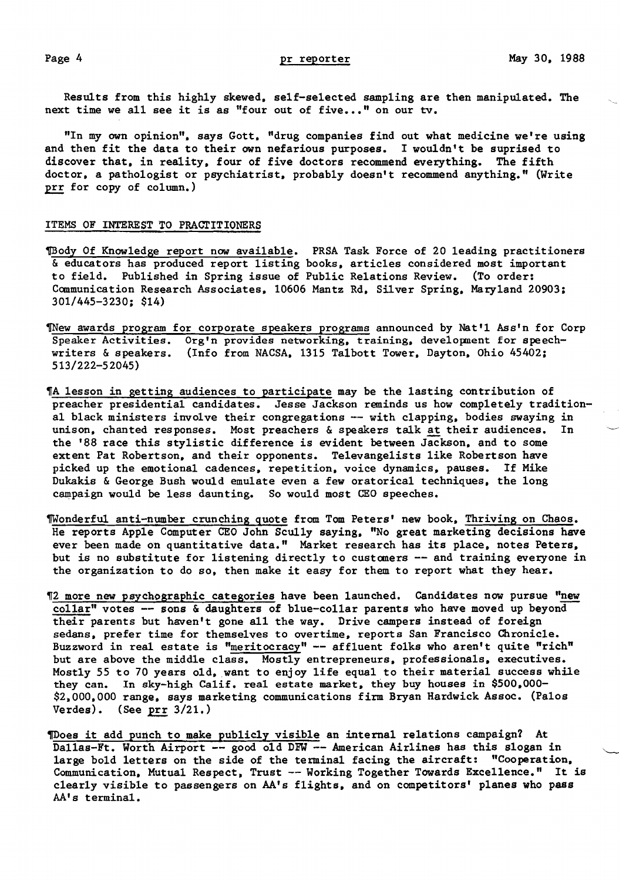Results from this highly skewed, self-selected sampling are then manipulated. The next time we all see it is as "four out of five..." on our tv.

"In my own opinion", says Gott, "drug companies find out what medicine we're using and then fit the data to their own nefarious purposes. I wouldn't be suprised to discover that, in reality, four of five doctors recommend everything. The fifth doctor, a pathologist or psychiatrist, probably doesn't recommend anything." (Write prr for copy of column.)

## ITEMS OF INTEREST TO PRACTITIONERS

¶Body Of Knowledge report now available. PRSA Task Force of 20 leading practitioners & educators has produced report listing books, articles considered most important to field. Published in Spring issue of Public Relations Review. (To order: Communication Research Associates, 10606 Mantz Rd, Silver Spring, Maryland 20903; 301/445-3230; $14)

¶New awards program for corporate speakers programs announced by Nat'l Ass'n for Corp Speaker Activities. Org'n provides networking, training, development for speechwriters & speakers. (Info from NACSA, 1315 Talbott Tower, Dayton, Ohio 45402; 513/222-52045)

¶A lesson in getting audiences to participate may be the lasting contribution of preacher presidential candidates. Jesse Jackson reminds us how completely traditional black ministers involve their congregations -- with clapping, bodies swaying in unison, chanted responses. Most preachers & speakers talk at their audiences. In the '88 race this stylistic difference is evident between Jackson, and to some extent Pat Robertson, and their opponents. Televangelists like Robertson have picked up the emotional cadences, repetition, voice dynamics, pauses. If Mike Dukakis & George Bush would emulate even a few oratorical techniques, the long campaign would be less daunting. So would most CEO speeches.

¶Wonderful anti-number crunching quote from Tom Peters' new book, Thriving on Chaos. He reports Apple Computer CEO John Scully saying, "No great marketing decisions have ever been made on quantitative data." Market research has its place, notes Peters, but is no substitute for listening directly to customers -- and training everyone in the organization to do so, then make it easy for them to report what they hear.

¶2 more new psychographic categories have been launched. Candidates now pursue "new collar" votes -- sons & daughters of blue-collar parents who have moved up beyond their parents but haven't gone all the way. Drive campers instead of foreign sedans, prefer time for themselves to overtime, reports San Francisco Chronicle. Buzzword in real estate is "meritocracy" -- affluent folks who aren't quite "rich" but are above the middle class. Mostly entrepreneurs, professionals, executives. Mostly 55 to 70 years old, want to enjoy life equal to their material success while they can. In sky-high Calif. real estate market, they buy houses in $500,000-$2,000,000 range, says marketing communications firm Bryan Hardwick Assoc. (Palos Verdes). (See prr 3/21.)

¶Does it add punch to make publicly visible an internal relations campaign? At Dallas-Ft. Worth Airport -- good old DFW -- American Airlines has this slogan in large bold letters on the side of the terminal facing the aircraft: "Cooperation, Communication, Mutual Respect, Trust -- Working Together Towards Excellence." It is clearly visible to passengers on AA's flights, and on competitors' planes who pass AA's terminal.